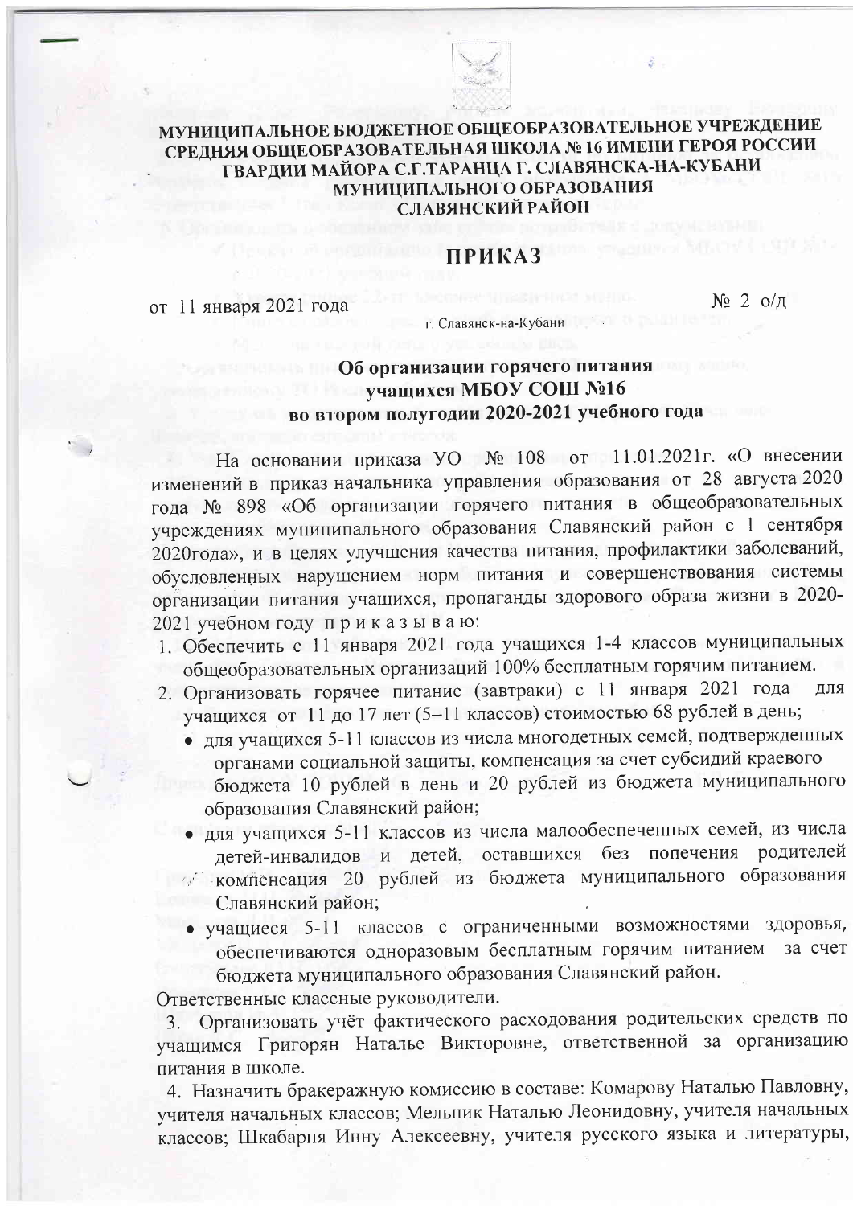**МУНИЦИПАЛЬНОЕ БЮДЖЕТНОЕ ОБЩЕОБРАЗОВАТЕЛЬНОЕ УЧРЕЖДЕНИЕ СРЕДНЯЯ ОБЩЕОБРАЗОВАТЕЛЬНАЯ ШКОЛА № 16 ИМЕНИ ГЕРОЯ РОССИИ ГВАРДИИ МАЙОРА С.Г.ТАРАНЦА Г. СЛАВЯНСКА-НА-КУБАНИ МУНИЦИПАЛЬНОГО ОБРАЗОВАНИЯ СЛАВЯНСКИЙ РАЙОН**

# ПРИКАЗ

от 11 января 2021 года № 2 о/д

г. Славянск-на-Кубани

## Об организации горячего питания учащихся МБОУ СОШ №16 во втором полугодии 2020-2021 учебного года

На основании приказа УО № 108 от 11.01.2021г. «О внесении изменений в приказ начальника управления образования от 28 августа 2020 года № 898 «Об организации горячего питания в общеобразовательных учреждениях муниципального образования Славянский район с 1 сентября 2020года», и в целях улучшения качества питания, профилактики заболеваний, обусловленных нарушением норм питания и совершенствования системы организации питания учащихся, пропаганды здорового образа жизни в 2020-2021 учебном году п р и к а з ы в а ю:

1. Обеспечить с 11 января 2021 года учащихся 1-4 классов муниципальных общеобразовательных организаций 100% бесплатным горячим питанием.
2. Организовать горячее питание (завтраки) с 11 января 2021 года для учащихся от 11 до 17 лет (5–11 классов) стоимостью 68 рублей в день;
   - для учащихся 5-11 классов из числа многодетных семей, подтвержденных органами социальной защиты, компенсация за счет субсидий краевого бюджета 10 рублей в день и 20 рублей из бюджета муниципального образования Славянский район;
   - для учащихся 5-11 классов из числа малообеспеченных семей, из числа детей-инвалидов и детей, оставшихся без попечения родителей компенсация 20 рублей из бюджета муниципального образования Славянский район;
   - учащиеся 5-11 классов с ограниченными возможностями здоровья, обеспечиваются одноразовым бесплатным горячим питанием за счет бюджета муниципального образования Славянский район.

Ответственные классные руководители.

3. Организовать учёт фактического расходования родительских средств по учащимся Григорян Наталье Викторовне, ответственной за организацию питания в школе.
4. Назначить бракеражную комиссию в составе: Комарову Наталью Павловну, учителя начальных классов; Мельник Наталью Леонидовну, учителя начальных классов; Шкабарня Инну Алексеевну, учителя русского языка и литературы,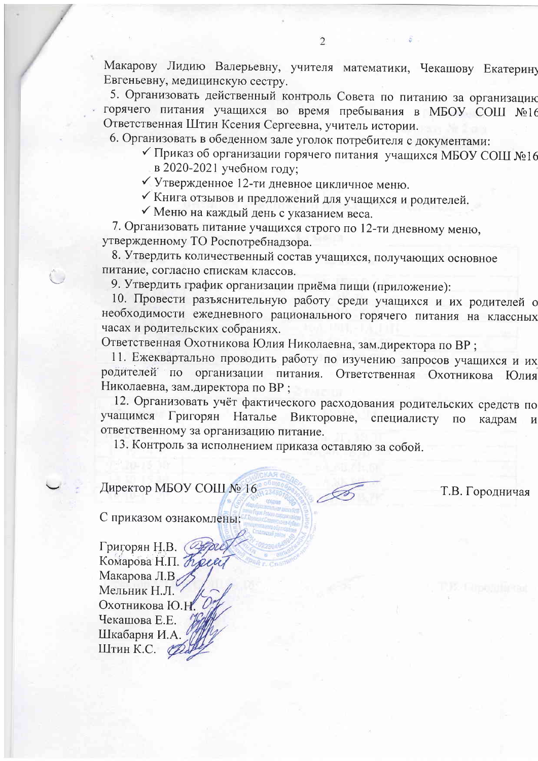Макарову Лидию Валерьевну, учителя математики, Чекашову Екатерину Евгеньевну, медицинскую сестру.

5. Организовать действенный контроль Совета по питанию за организацию горячего питания учащихся во время пребывания в МБОУ СОШ №16 Ответственная Штин Ксения Сергеевна, учитель истории.

6. Организовать в обеденном зале уголок потребителя с документами:

- ✓ Приказ об организации горячего питания учащихся МБОУ СОШ №16 в 2020-2021 учебном году;
- ✓ Утвержденное 12-ти дневное цикличное меню.
- ✓ Книга отзывов и предложений для учащихся и родителей.
- ✓ Меню на каждый день с указанием веса.

7. Организовать питание учащихся строго по 12-ти дневному меню, утвержденному ТО Роспотребнадзора.

8. Утвердить количественный состав учащихся, получающих основное питание, согласно спискам классов.

9. Утвердить график организации приёма пищи (приложение):

10. Провести разъяснительную работу среди учащихся и их родителей о необходимости ежедневного рационального горячего питания на классных часах и родительских собраниях.
Ответственная Охотникова Юлия Николаевна, зам.директора по ВР ;

11. Ежеквартально проводить работу по изучению запросов учащихся и их родителей по организации питания. Ответственная Охотникова Юлия Николаевна, зам.директора по ВР ;

12. Организовать учёт фактического расходования родительских средств по учащимся Григорян Наталье Викторовне, специалисту по кадрам и ответственному за организацию питание.

13. Контроль за исполнением приказа оставляю за собой.

Директор МБОУ СОШ № 16 Т.В. Городничая

С приказом ознакомлены:

Григорян Н.В.
Комарова Н.П.
Макарова Л.В.
Мельник Н.Л.
Охотникова Ю.Н.
Чекашова Е.Е.
Шкабарня И.А.
Штин К.С.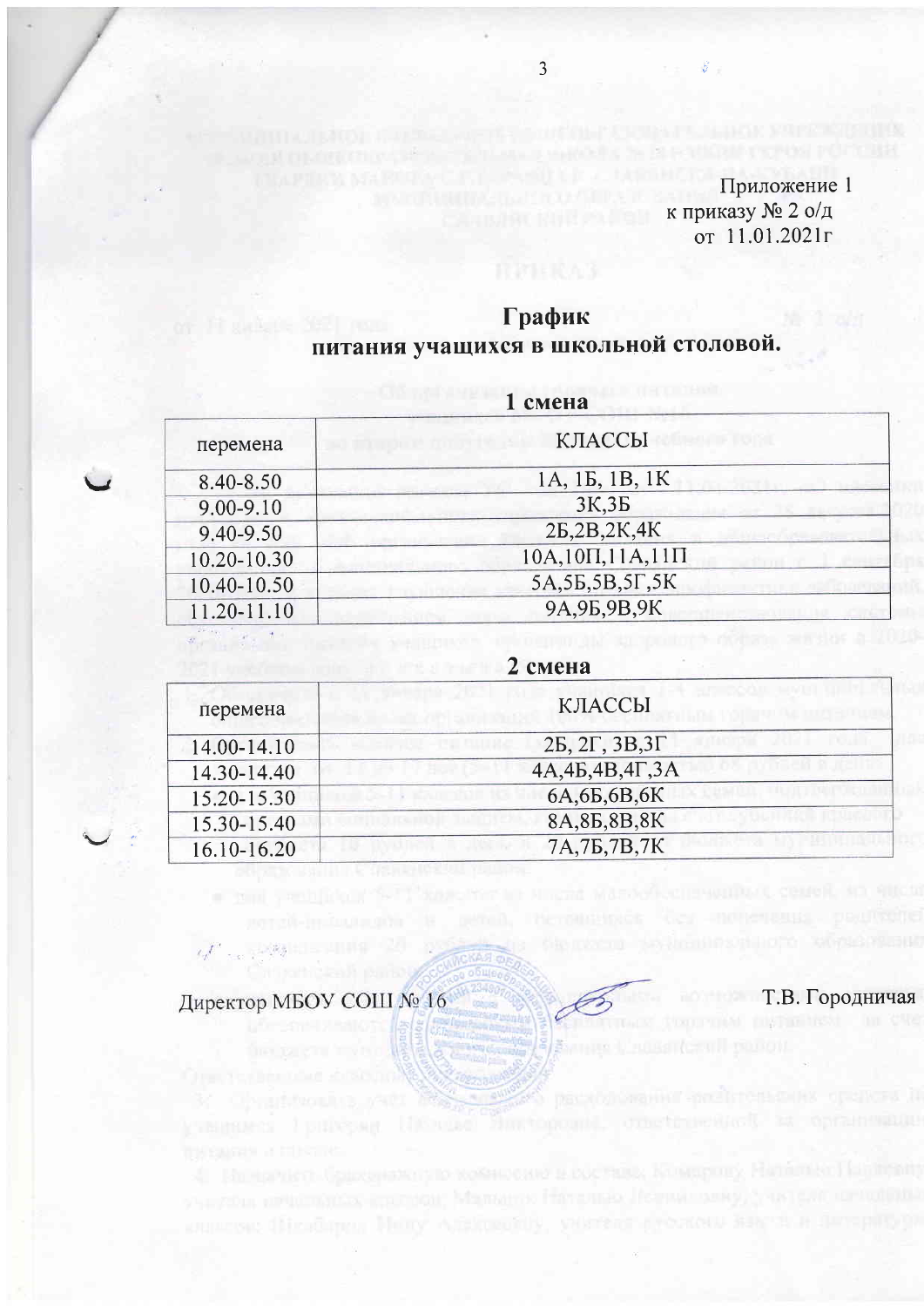Приложение 1
к приказу № 2 о/д
от 11.01.2021г

# График
# питания учащихся в школьной столовой.

## 1 смена

| перемена | КЛАССЫ |
|---|---|
| 8.40-8.50 | 1А, 1Б, 1В, 1К |
| 9.00-9.10 | 3К,3Б |
| 9.40-9.50 | 2Б,2В,2К,4К |
| 10.20-10.30 | 10А,10П,11А,11П |
| 10.40-10.50 | 5А,5Б,5В,5Г,5К |
| 11.20-11.10 | 9А,9Б,9В,9К |

## 2 смена

| перемена | КЛАССЫ |
|---|---|
| 14.00-14.10 | 2Б, 2Г, 3В,3Г |
| 14.30-14.40 | 4А,4Б,4В,4Г,3А |
| 15.20-15.30 | 6А,6Б,6В,6К |
| 15.30-15.40 | 8А,8Б,8В,8К |
| 16.10-16.20 | 7А,7Б,7В,7К |

Директор МБОУ СОШ № 16 Т.В. Городничая